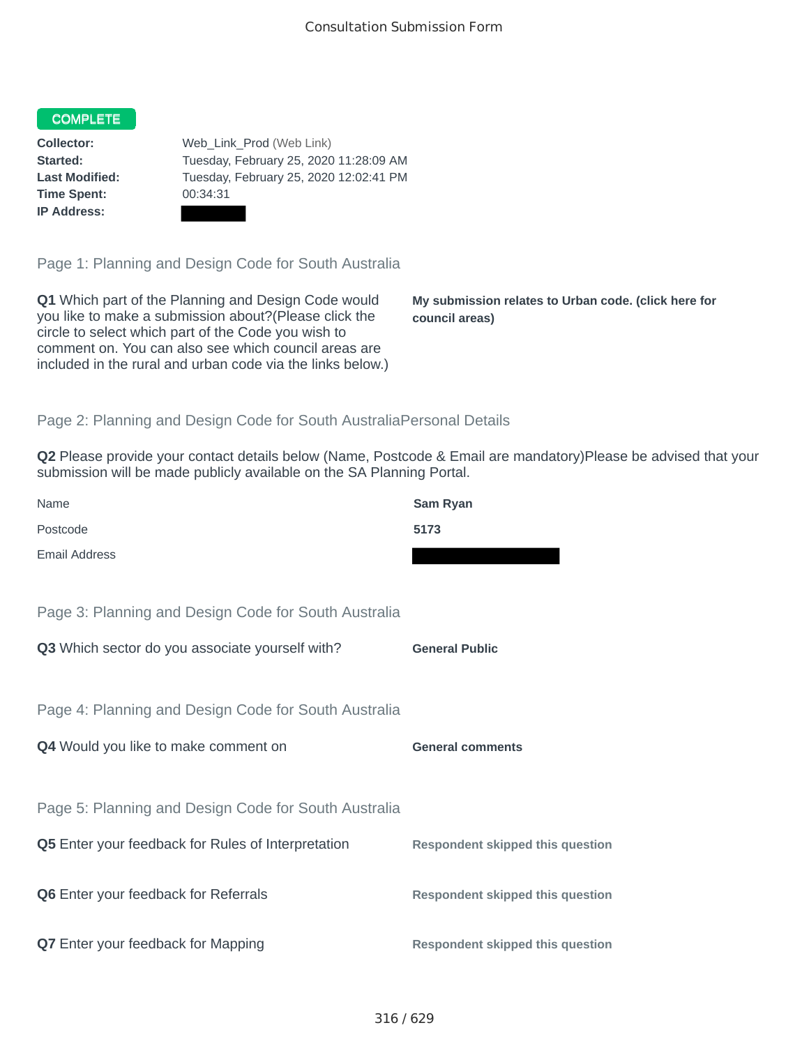# Consultation Submission Form

**COMPLETE**

| | |
|---|---|
| **Collector:** | Web_Link_Prod (Web Link) |
| **Started:** | Tuesday, February 25, 2020 11:28:09 AM |
| **Last Modified:** | Tuesday, February 25, 2020 12:02:41 PM |
| **Time Spent:** | 00:34:31 |
| **IP Address:** | |

## Page 1: Planning and Design Code for South Australia

**Q1** Which part of the Planning and Design Code would you like to make a submission about?(Please click the circle to select which part of the Code you wish to comment on. You can also see which council areas are included in the rural and urban code via the links below.)

**My submission relates to Urban code. (click here for council areas)**

## Page 2: Planning and Design Code for South AustraliaPersonal Details

**Q2** Please provide your contact details below (Name, Postcode & Email are mandatory)Please be advised that your submission will be made publicly available on the SA Planning Portal.

| | |
|---|---|
| Name | **Sam Ryan** |
| Postcode | **5173** |
| Email Address | |

## Page 3: Planning and Design Code for South Australia

**Q3** Which sector do you associate yourself with?

**General Public**

## Page 4: Planning and Design Code for South Australia

**Q4** Would you like to make comment on

**General comments**

## Page 5: Planning and Design Code for South Australia

**Q5** Enter your feedback for Rules of Interpretation

**Respondent skipped this question**

**Q6** Enter your feedback for Referrals

**Respondent skipped this question**

**Q7** Enter your feedback for Mapping

**Respondent skipped this question**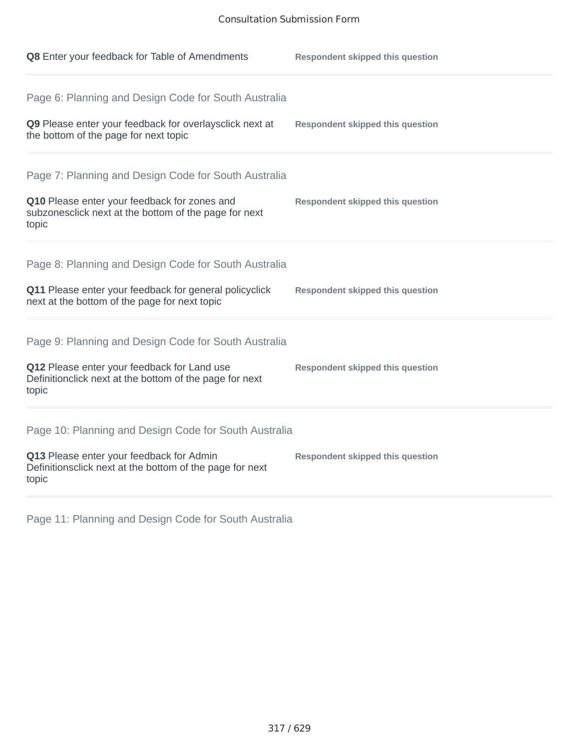**Q8** Enter your feedback for Table of Amendments

**Respondent skipped this question**

Page 6: Planning and Design Code for South Australia

**Q9** Please enter your feedback for overlaysclick next at the bottom of the page for next topic

**Respondent skipped this question**

Page 7: Planning and Design Code for South Australia

**Q10** Please enter your feedback for zones and subzonesclick next at the bottom of the page for next topic

**Respondent skipped this question**

Page 8: Planning and Design Code for South Australia

**Q11** Please enter your feedback for general policyclick next at the bottom of the page for next topic

**Respondent skipped this question**

Page 9: Planning and Design Code for South Australia

**Q12** Please enter your feedback for Land use Definitionclick next at the bottom of the page for next topic

**Respondent skipped this question**

Page 10: Planning and Design Code for South Australia

**Q13** Please enter your feedback for Admin Definitionsclick next at the bottom of the page for next topic

**Respondent skipped this question**

Page 11: Planning and Design Code for South Australia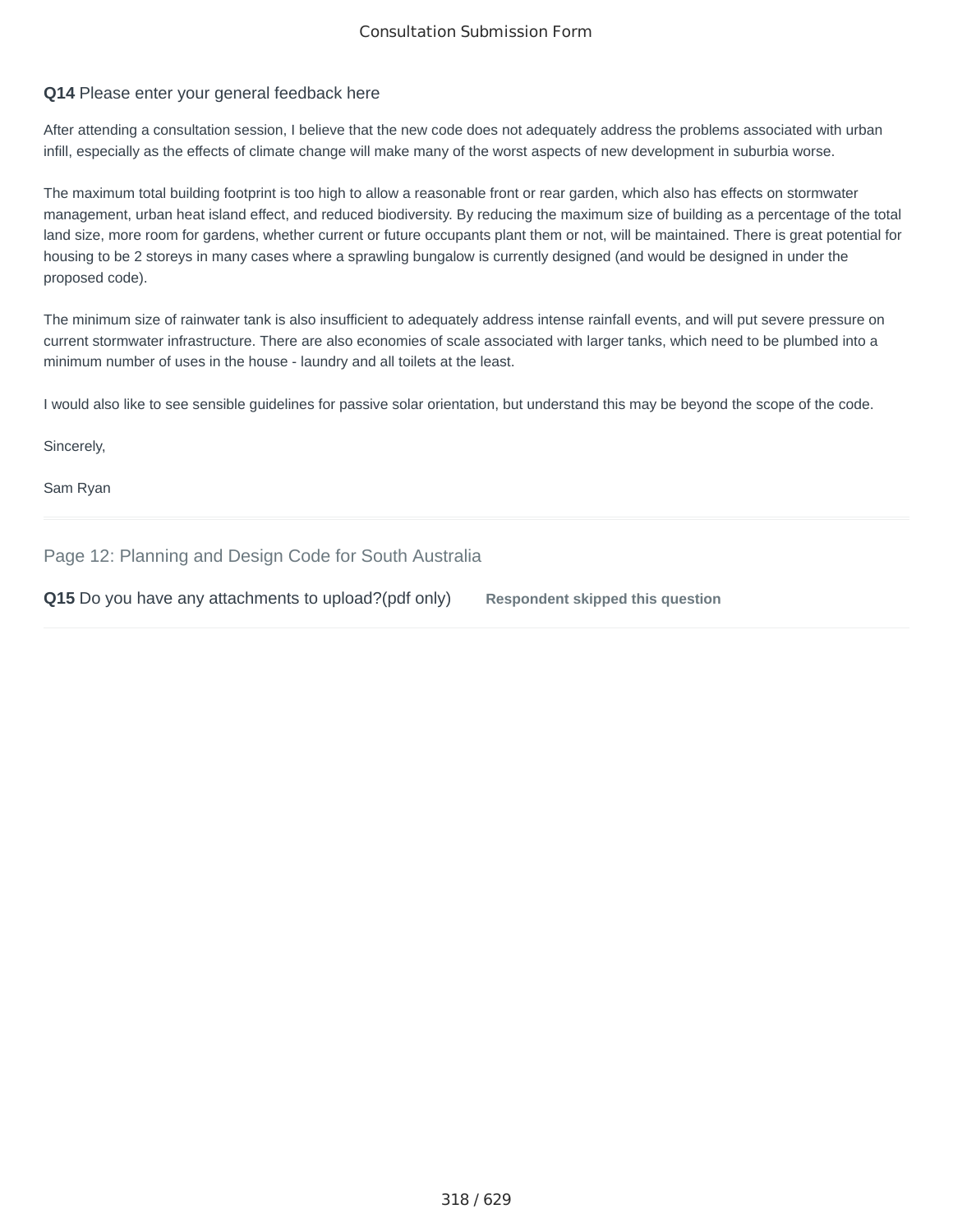**Q14** Please enter your general feedback here

After attending a consultation session, I believe that the new code does not adequately address the problems associated with urban infill, especially as the effects of climate change will make many of the worst aspects of new development in suburbia worse.

The maximum total building footprint is too high to allow a reasonable front or rear garden, which also has effects on stormwater management, urban heat island effect, and reduced biodiversity. By reducing the maximum size of building as a percentage of the total land size, more room for gardens, whether current or future occupants plant them or not, will be maintained. There is great potential for housing to be 2 storeys in many cases where a sprawling bungalow is currently designed (and would be designed in under the proposed code).

The minimum size of rainwater tank is also insufficient to adequately address intense rainfall events, and will put severe pressure on current stormwater infrastructure. There are also economies of scale associated with larger tanks, which need to be plumbed into a minimum number of uses in the house - laundry and all toilets at the least.

I would also like to see sensible guidelines for passive solar orientation, but understand this may be beyond the scope of the code.

Sincerely,

Sam Ryan

## Page 12: Planning and Design Code for South Australia

**Q15** Do you have any attachments to upload?(pdf only) **Respondent skipped this question**